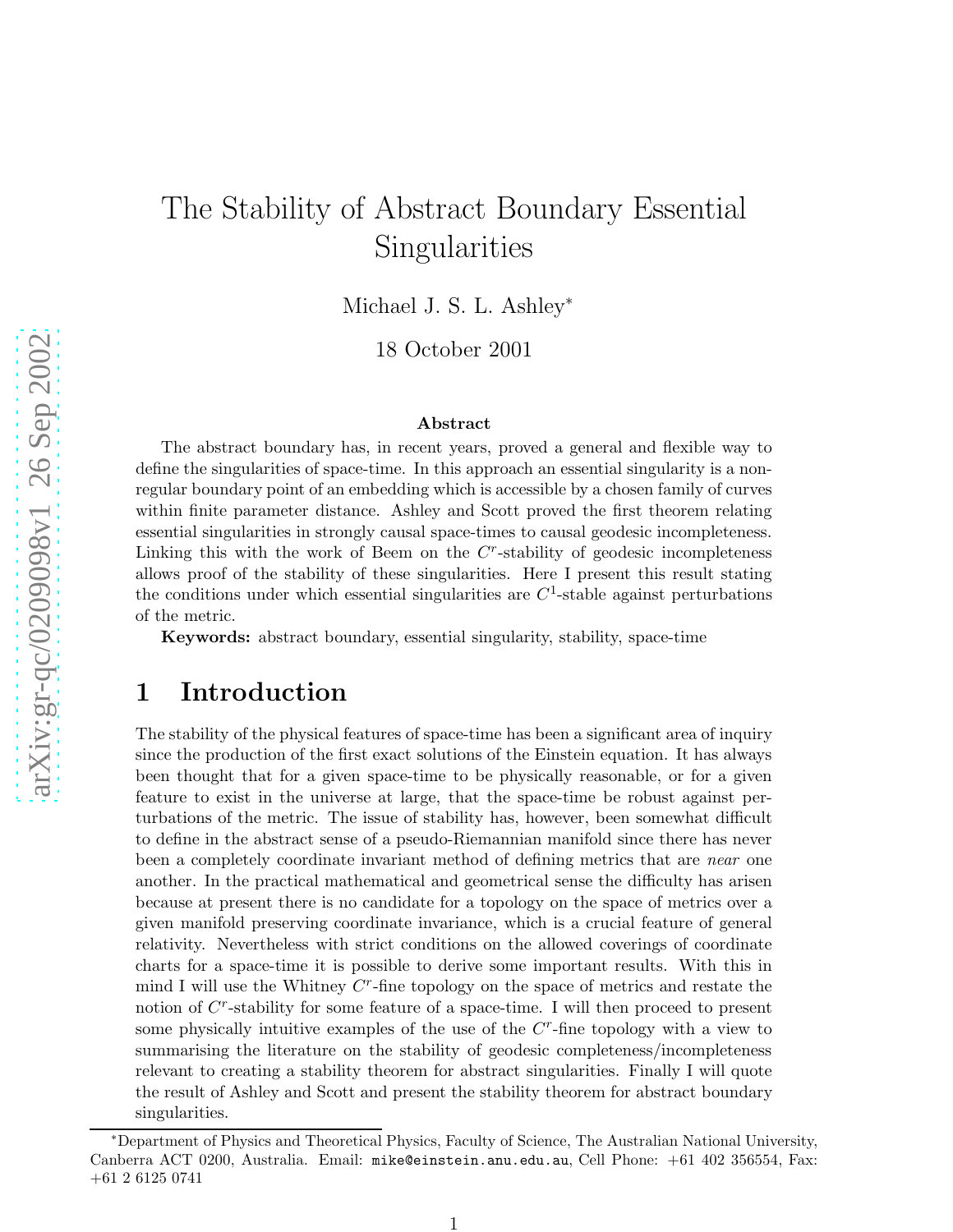# The Stability of Abstract Boundary Essential Singularities

Michael J. S. L. Ashley[*]

18 October 2001

**Abstract**

The abstract boundary has, in recent years, proved a general and flexible way to define the singularities of space-time. In this approach an essential singularity is a non-regular boundary point of an embedding which is accessible by a chosen family of curves within finite parameter distance. Ashley and Scott proved the first theorem relating essential singularities in strongly causal space-times to causal geodesic incompleteness. Linking this with the work of Beem on the $C^r$-stability of geodesic incompleteness allows proof of the stability of these singularities. Here I present this result stating the conditions under which essential singularities are $C^1$-stable against perturbations of the metric.

**Keywords:** abstract boundary, essential singularity, stability, space-time

## 1 Introduction

The stability of the physical features of space-time has been a significant area of inquiry since the production of the first exact solutions of the Einstein equation. It has always been thought that for a given space-time to be physically reasonable, or for a given feature to exist in the universe at large, that the space-time be robust against perturbations of the metric. The issue of stability has, however, been somewhat difficult to define in the abstract sense of a pseudo-Riemannian manifold since there has never been a completely coordinate invariant method of defining metrics that are *near* one another. In the practical mathematical and geometrical sense the difficulty has arisen because at present there is no candidate for a topology on the space of metrics over a given manifold preserving coordinate invariance, which is a crucial feature of general relativity. Nevertheless with strict conditions on the allowed coverings of coordinate charts for a space-time it is possible to derive some important results. With this in mind I will use the Whitney $C^r$-fine topology on the space of metrics and restate the notion of $C^r$-stability for some feature of a space-time. I will then proceed to present some physically intuitive examples of the use of the $C^r$-fine topology with a view to summarising the literature on the stability of geodesic completeness/incompleteness relevant to creating a stability theorem for abstract singularities. Finally I will quote the result of Ashley and Scott and present the stability theorem for abstract boundary singularities.

[*]Department of Physics and Theoretical Physics, Faculty of Science, The Australian National University, Canberra ACT 0200, Australia. Email: mike@einstein.anu.edu.au, Cell Phone: +61 402 356554, Fax: +61 2 6125 0741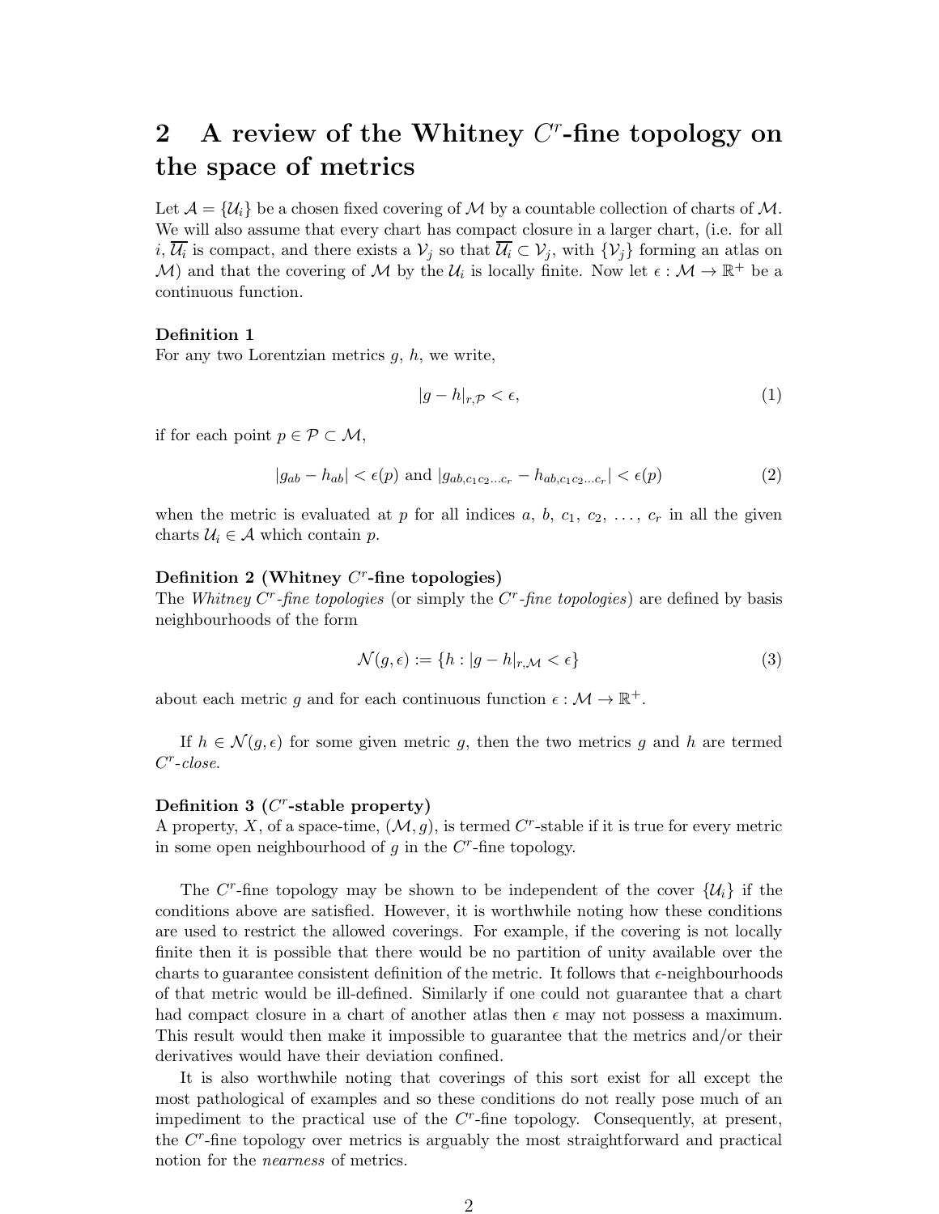## 2 A review of the Whitney $C^r$-fine topology on the space of metrics

Let $\mathcal{A} = \{\mathcal{U}_i\}$ be a chosen fixed covering of $\mathcal{M}$ by a countable collection of charts of $\mathcal{M}$. We will also assume that every chart has compact closure in a larger chart, (i.e. for all $i$, $\overline{\mathcal{U}_i}$ is compact, and there exists a $\mathcal{V}_j$ so that $\overline{\mathcal{U}_i} \subset \mathcal{V}_j$, with $\{\mathcal{V}_j\}$ forming an atlas on $\mathcal{M}$) and that the covering of $\mathcal{M}$ by the $\mathcal{U}_i$ is locally finite. Now let $\epsilon : \mathcal{M} \to \mathbb{R}^+$ be a continuous function.

**Definition 1**
For any two Lorentzian metrics $g$, $h$, we write,

$$|g - h|_{r,\mathcal{P}} < \epsilon, \tag{1}$$

if for each point $p \in \mathcal{P} \subset \mathcal{M}$,

$$|g_{ab} - h_{ab}| < \epsilon(p) \text{ and } |g_{ab,c_1 c_2 \ldots c_r} - h_{ab,c_1 c_2 \ldots c_r}| < \epsilon(p) \tag{2}$$

when the metric is evaluated at $p$ for all indices $a$, $b$, $c_1$, $c_2$, $\ldots$, $c_r$ in all the given charts $\mathcal{U}_i \in \mathcal{A}$ which contain $p$.

**Definition 2 (Whitney $C^r$-fine topologies)**
The *Whitney $C^r$-fine topologies* (or simply the *$C^r$-fine topologies*) are defined by basis neighbourhoods of the form

$$\mathcal{N}(g, \epsilon) := \{h : |g - h|_{r,\mathcal{M}} < \epsilon\} \tag{3}$$

about each metric $g$ and for each continuous function $\epsilon : \mathcal{M} \to \mathbb{R}^+$.

If $h \in \mathcal{N}(g, \epsilon)$ for some given metric $g$, then the two metrics $g$ and $h$ are termed *$C^r$-close*.

**Definition 3 ($C^r$-stable property)**
A property, $X$, of a space-time, $(\mathcal{M}, g)$, is termed $C^r$-stable if it is true for every metric in some open neighbourhood of $g$ in the $C^r$-fine topology.

The $C^r$-fine topology may be shown to be independent of the cover $\{\mathcal{U}_i\}$ if the conditions above are satisfied. However, it is worthwhile noting how these conditions are used to restrict the allowed coverings. For example, if the covering is not locally finite then it is possible that there would be no partition of unity available over the charts to guarantee consistent definition of the metric. It follows that $\epsilon$-neighbourhoods of that metric would be ill-defined. Similarly if one could not guarantee that a chart had compact closure in a chart of another atlas then $\epsilon$ may not possess a maximum. This result would then make it impossible to guarantee that the metrics and/or their derivatives would have their deviation confined.

It is also worthwhile noting that coverings of this sort exist for all except the most pathological of examples and so these conditions do not really pose much of an impediment to the practical use of the $C^r$-fine topology. Consequently, at present, the $C^r$-fine topology over metrics is arguably the most straightforward and practical notion for the *nearness* of metrics.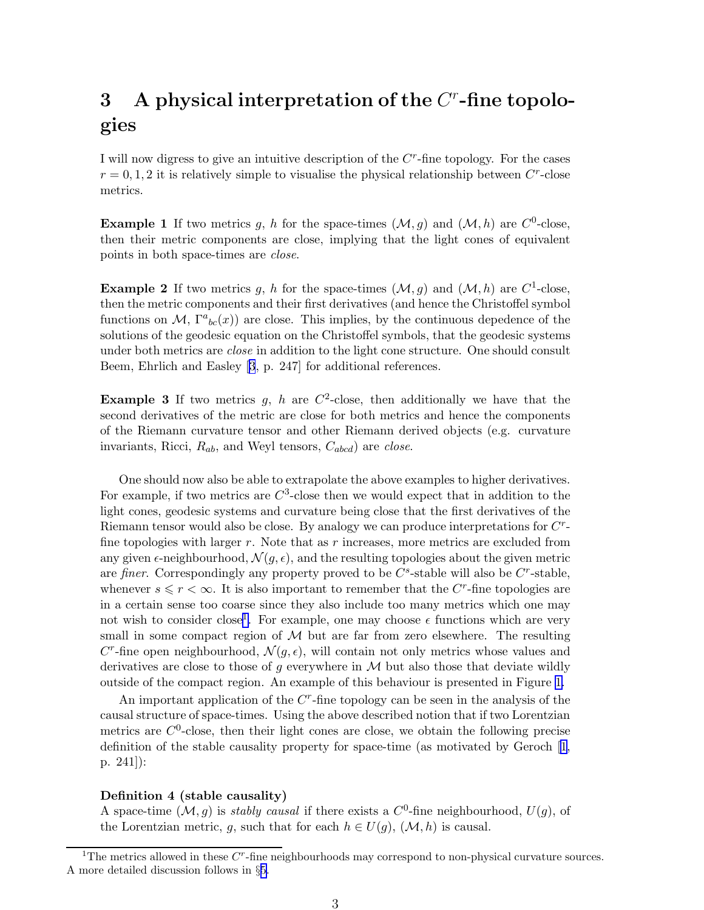# 3 A physical interpretation of the $C^r$-fine topologies

I will now digress to give an intuitive description of the $C^r$-fine topology. For the cases $r = 0, 1, 2$ it is relatively simple to visualise the physical relationship between $C^r$-close metrics.

**Example 1** If two metrics $g$, $h$ for the space-times $(\mathcal{M}, g)$ and $(\mathcal{M}, h)$ are $C^0$-close, then their metric components are close, implying that the light cones of equivalent points in both space-times are *close*.

**Example 2** If two metrics $g$, $h$ for the space-times $(\mathcal{M}, g)$ and $(\mathcal{M}, h)$ are $C^1$-close, then the metric components and their first derivatives (and hence the Christoffel symbol functions on $\mathcal{M}$, ${\Gamma^a}_{bc}(x)$) are close. This implies, by the continuous depedence of the solutions of the geodesic equation on the Christoffel symbols, that the geodesic systems under both metrics are *close* in addition to the light cone structure. One should consult Beem, Ehrlich and Easley [3, p. 247] for additional references.

**Example 3** If two metrics $g$, $h$ are $C^2$-close, then additionally we have that the second derivatives of the metric are close for both metrics and hence the components of the Riemann curvature tensor and other Riemann derived objects (e.g. curvature invariants, Ricci, $R_{ab}$, and Weyl tensors, $C_{abcd}$) are *close*.

One should now also be able to extrapolate the above examples to higher derivatives. For example, if two metrics are $C^3$-close then we would expect that in addition to the light cones, geodesic systems and curvature being close that the first derivatives of the Riemann tensor would also be close. By analogy we can produce interpretations for $C^r$-fine topologies with larger $r$. Note that as $r$ increases, more metrics are excluded from any given $\epsilon$-neighbourhood, $\mathcal{N}(g, \epsilon)$, and the resulting topologies about the given metric are *finer*. Correspondingly any property proved to be $C^s$-stable will also be $C^r$-stable, whenever $s \leqslant r < \infty$. It is also important to remember that the $C^r$-fine topologies are in a certain sense too coarse since they also include too many metrics which one may not wish to consider close[1]. For example, one may choose $\epsilon$ functions which are very small in some compact region of $\mathcal{M}$ but are far from zero elsewhere. The resulting $C^r$-fine open neighbourhood, $\mathcal{N}(g, \epsilon)$, will contain not only metrics whose values and derivatives are close to those of $g$ everywhere in $\mathcal{M}$ but also those that deviate wildly outside of the compact region. An example of this behaviour is presented in Figure 1.

An important application of the $C^r$-fine topology can be seen in the analysis of the causal structure of space-times. Using the above described notion that if two Lorentzian metrics are $C^0$-close, then their light cones are close, we obtain the following precise definition of the stable causality property for space-time (as motivated by Geroch [1, p. 241]):

**Definition 4 (stable causality)**
A space-time $(\mathcal{M}, g)$ is *stably causal* if there exists a $C^0$-fine neighbourhood, $U(g)$, of the Lorentzian metric, $g$, such that for each $h \in U(g)$, $(\mathcal{M}, h)$ is causal.

---

[1] The metrics allowed in these $C^r$-fine neighbourhoods may correspond to non-physical curvature sources. A more detailed discussion follows in §5.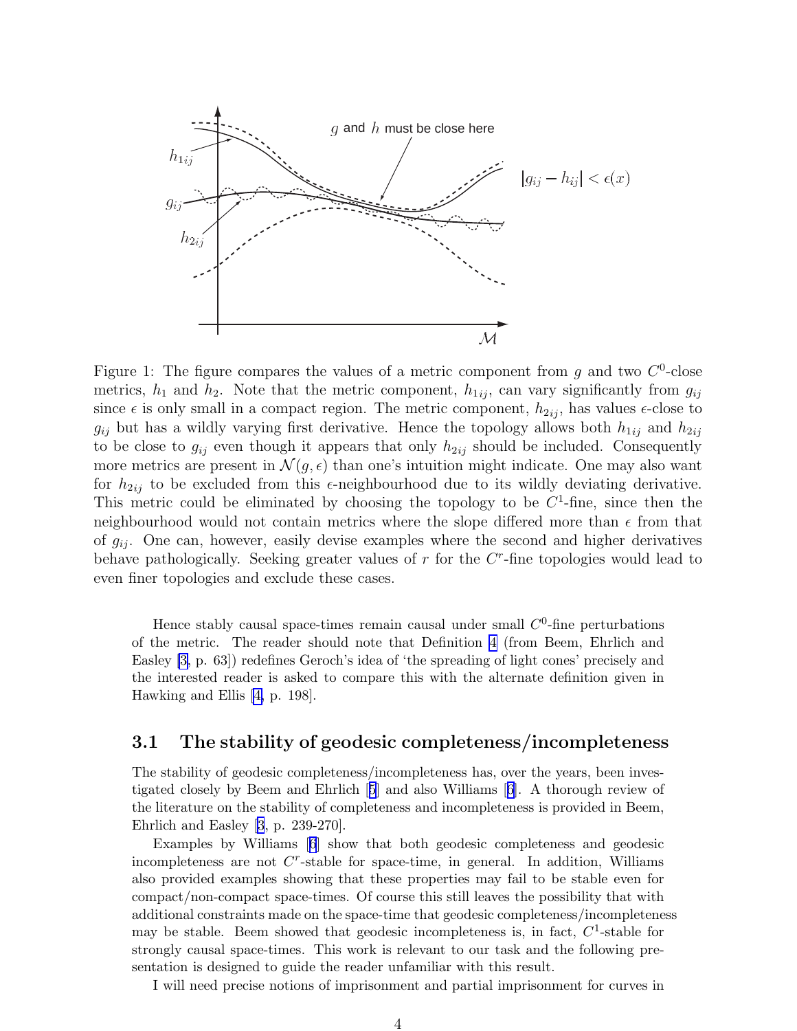Figure 1: The figure compares the values of a metric component from $g$ and two $C^0$-close metrics, $h_1$ and $h_2$. Note that the metric component, $h_{1ij}$, can vary significantly from $g_{ij}$ since $\epsilon$ is only small in a compact region. The metric component, $h_{2ij}$, has values $\epsilon$-close to $g_{ij}$ but has a wildly varying first derivative. Hence the topology allows both $h_{1ij}$ and $h_{2ij}$ to be close to $g_{ij}$ even though it appears that only $h_{2ij}$ should be included. Consequently more metrics are present in $\mathcal{N}(g, \epsilon)$ than one's intuition might indicate. One may also want for $h_{2ij}$ to be excluded from this $\epsilon$-neighbourhood due to its wildly deviating derivative. This metric could be eliminated by choosing the topology to be $C^1$-fine, since then the neighbourhood would not contain metrics where the slope differed more than $\epsilon$ from that of $g_{ij}$. One can, however, easily devise examples where the second and higher derivatives behave pathologically. Seeking greater values of $r$ for the $C^r$-fine topologies would lead to even finer topologies and exclude these cases.

Hence stably causal space-times remain causal under small $C^0$-fine perturbations of the metric. The reader should note that Definition 4 (from Beem, Ehrlich and Easley [3, p. 63]) redefines Geroch's idea of 'the spreading of light cones' precisely and the interested reader is asked to compare this with the alternate definition given in Hawking and Ellis [4, p. 198].

### 3.1 The stability of geodesic completeness/incompleteness

The stability of geodesic completeness/incompleteness has, over the years, been investigated closely by Beem and Ehrlich [5] and also Williams [6]. A thorough review of the literature on the stability of completeness and incompleteness is provided in Beem, Ehrlich and Easley [3, p. 239-270].

Examples by Williams [6] show that both geodesic completeness and geodesic incompleteness are not $C^r$-stable for space-time, in general. In addition, Williams also provided examples showing that these properties may fail to be stable even for compact/non-compact space-times. Of course this still leaves the possibility that with additional constraints made on the space-time that geodesic completeness/incompleteness may be stable. Beem showed that geodesic incompleteness is, in fact, $C^1$-stable for strongly causal space-times. This work is relevant to our task and the following presentation is designed to guide the reader unfamiliar with this result.

I will need precise notions of imprisonment and partial imprisonment for curves in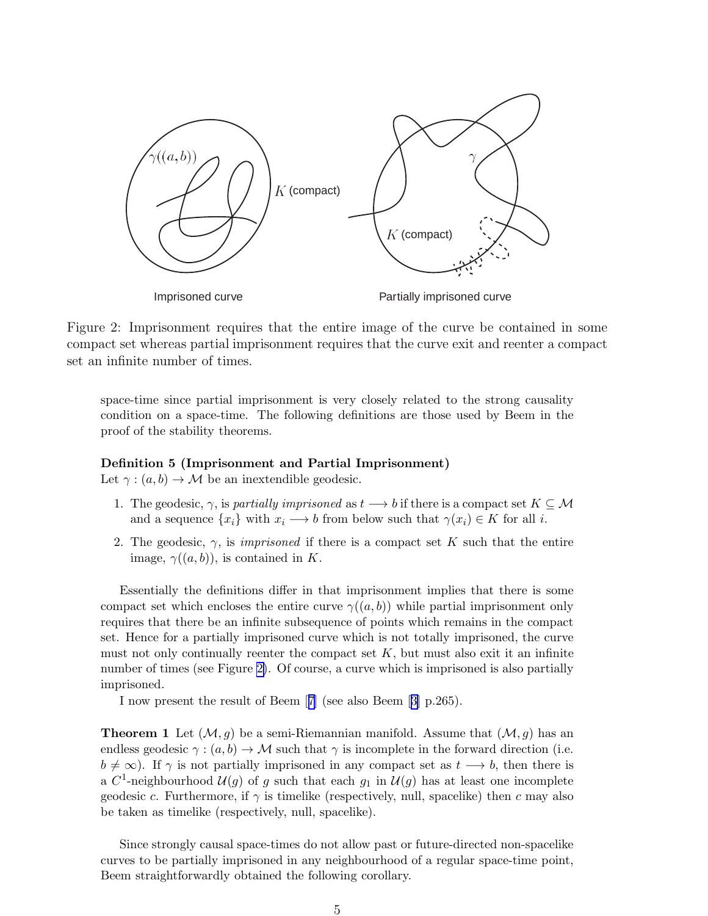Figure 2: Imprisonment requires that the entire image of the curve be contained in some compact set whereas partial imprisonment requires that the curve exit and reenter a compact set an infinite number of times.

space-time since partial imprisonment is very closely related to the strong causality condition on a space-time. The following definitions are those used by Beem in the proof of the stability theorems.

**Definition 5 (Imprisonment and Partial Imprisonment)**
Let $\gamma : (a, b) \to \mathcal{M}$ be an inextendible geodesic.

1. The geodesic, $\gamma$, is *partially imprisoned* as $t \longrightarrow b$ if there is a compact set $K \subseteq \mathcal{M}$ and a sequence $\{x_i\}$ with $x_i \longrightarrow b$ from below such that $\gamma(x_i) \in K$ for all $i$.
2. The geodesic, $\gamma$, is *imprisoned* if there is a compact set $K$ such that the entire image, $\gamma((a, b))$, is contained in $K$.

Essentially the definitions differ in that imprisonment implies that there is some compact set which encloses the entire curve $\gamma((a, b))$ while partial imprisonment only requires that there be an infinite subsequence of points which remains in the compact set. Hence for a partially imprisoned curve which is not totally imprisoned, the curve must not only continually reenter the compact set $K$, but must also exit it an infinite number of times (see Figure 2). Of course, a curve which is imprisoned is also partially imprisoned.

I now present the result of Beem [7] (see also Beem [3] p.265).

**Theorem 1** Let $(\mathcal{M}, g)$ be a semi-Riemannian manifold. Assume that $(\mathcal{M}, g)$ has an endless geodesic $\gamma : (a, b) \to \mathcal{M}$ such that $\gamma$ is incomplete in the forward direction (i.e. $b \neq \infty$). If $\gamma$ is not partially imprisoned in any compact set as $t \longrightarrow b$, then there is a $C^1$-neighbourhood $\mathcal{U}(g)$ of $g$ such that each $g_1$ in $\mathcal{U}(g)$ has at least one incomplete geodesic $c$. Furthermore, if $\gamma$ is timelike (respectively, null, spacelike) then $c$ may also be taken as timelike (respectively, null, spacelike).

Since strongly causal space-times do not allow past or future-directed non-spacelike curves to be partially imprisoned in any neighbourhood of a regular space-time point, Beem straightforwardly obtained the following corollary.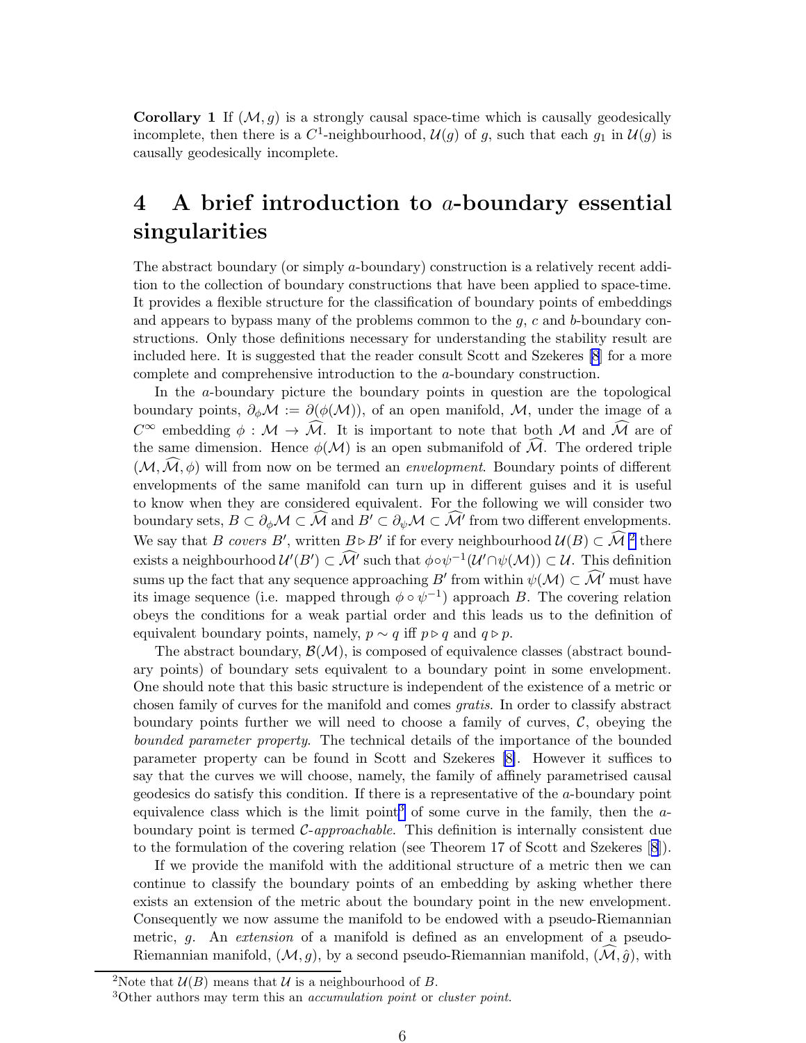**Corollary 1** If $(\mathcal{M}, g)$ is a strongly causal space-time which is causally geodesically incomplete, then there is a $C^1$-neighbourhood, $\mathcal{U}(g)$ of $g$, such that each $g_1$ in $\mathcal{U}(g)$ is causally geodesically incomplete.

# 4 A brief introduction to $a$-boundary essential singularities

The abstract boundary (or simply $a$-boundary) construction is a relatively recent addition to the collection of boundary constructions that have been applied to space-time. It provides a flexible structure for the classification of boundary points of embeddings and appears to bypass many of the problems common to the $g$, $c$ and $b$-boundary constructions. Only those definitions necessary for understanding the stability result are included here. It is suggested that the reader consult Scott and Szekeres [8] for a more complete and comprehensive introduction to the $a$-boundary construction.

In the $a$-boundary picture the boundary points in question are the topological boundary points, $\partial_\phi \mathcal{M} := \partial(\phi(\mathcal{M}))$, of an open manifold, $\mathcal{M}$, under the image of a $C^\infty$ embedding $\phi : \mathcal{M} \to \widehat{\mathcal{M}}$. It is important to note that both $\mathcal{M}$ and $\widehat{\mathcal{M}}$ are of the same dimension. Hence $\phi(\mathcal{M})$ is an open submanifold of $\widehat{\mathcal{M}}$. The ordered triple $(\mathcal{M}, \widehat{\mathcal{M}}, \phi)$ will from now on be termed an *envelopment*. Boundary points of different envelopments of the same manifold can turn up in different guises and it is useful to know when they are considered equivalent. For the following we will consider two boundary sets, $B \subset \partial_\phi \mathcal{M} \subset \widehat{\mathcal{M}}$ and $B' \subset \partial_\psi \mathcal{M} \subset \widehat{\mathcal{M}}'$ from two different envelopments. We say that $B$ *covers* $B'$, written $B \triangleright B'$ if for every neighbourhood $\mathcal{U}(B) \subset \widehat{\mathcal{M}}$ [2] there exists a neighbourhood $\mathcal{U}'(B') \subset \widehat{\mathcal{M}}'$ such that $\phi \circ \psi^{-1}(\mathcal{U}' \cap \psi(\mathcal{M})) \subset \mathcal{U}$. This definition sums up the fact that any sequence approaching $B'$ from within $\psi(\mathcal{M}) \subset \widehat{\mathcal{M}}'$ must have its image sequence (i.e. mapped through $\phi \circ \psi^{-1}$) approach $B$. The covering relation obeys the conditions for a weak partial order and this leads us to the definition of equivalent boundary points, namely, $p \sim q$ iff $p \triangleright q$ and $q \triangleright p$.

The abstract boundary, $\mathcal{B}(\mathcal{M})$, is composed of equivalence classes (abstract boundary points) of boundary sets equivalent to a boundary point in some envelopment. One should note that this basic structure is independent of the existence of a metric or chosen family of curves for the manifold and comes *gratis*. In order to classify abstract boundary points further we will need to choose a family of curves, $\mathcal{C}$, obeying the *bounded parameter property*. The technical details of the importance of the bounded parameter property can be found in Scott and Szekeres [8]. However it suffices to say that the curves we will choose, namely, the family of affinely parametrised causal geodesics do satisfy this condition. If there is a representative of the $a$-boundary point equivalence class which is the limit point[3] of some curve in the family, then the $a$-boundary point is termed $\mathcal{C}$-*approachable*. This definition is internally consistent due to the formulation of the covering relation (see Theorem 17 of Scott and Szekeres [8]).

If we provide the manifold with the additional structure of a metric then we can continue to classify the boundary points of an embedding by asking whether there exists an extension of the metric about the boundary point in the new envelopment. Consequently we now assume the manifold to be endowed with a pseudo-Riemannian metric, $g$. An *extension* of a manifold is defined as an envelopment of a pseudo-Riemannian manifold, $(\mathcal{M}, g)$, by a second pseudo-Riemannian manifold, $(\widehat{\mathcal{M}}, \hat{g})$, with

[2] Note that $\mathcal{U}(B)$ means that $\mathcal{U}$ is a neighbourhood of $B$.

[3] Other authors may term this an *accumulation point* or *cluster point*.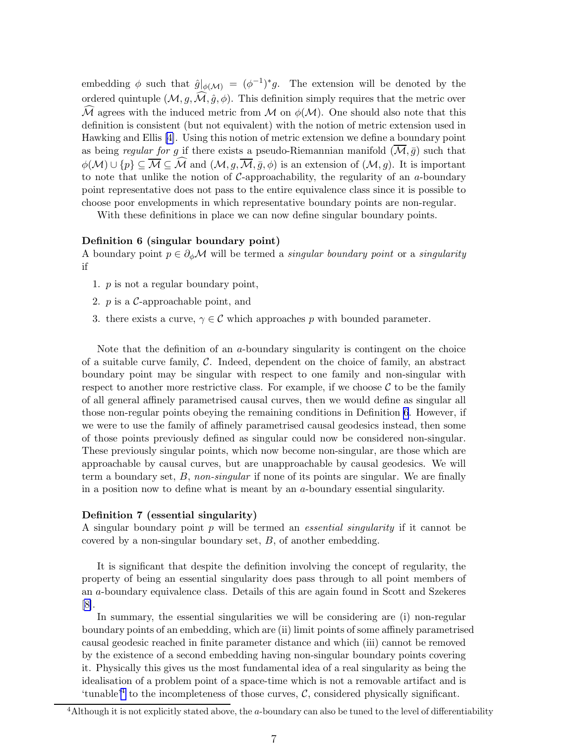embedding $\phi$ such that $\hat{g}|_{\phi(\mathcal{M})} = (\phi^{-1})^* g$. The extension will be denoted by the ordered quintuple $(\mathcal{M}, g, \widehat{\mathcal{M}}, \hat{g}, \phi)$. This definition simply requires that the metric over $\widehat{\mathcal{M}}$ agrees with the induced metric from $\mathcal{M}$ on $\phi(\mathcal{M})$. One should also note that this definition is consistent (but not equivalent) with the notion of metric extension used in Hawking and Ellis [4]. Using this notion of metric extension we define a boundary point as being *regular for g* if there exists a pseudo-Riemannian manifold $(\overline{\mathcal{M}}, \bar{g})$ such that $\phi(\mathcal{M}) \cup \{p\} \subseteq \overline{\mathcal{M}} \subseteq \widehat{\mathcal{M}}$ and $(\mathcal{M}, g, \overline{\mathcal{M}}, \bar{g}, \phi)$ is an extension of $(\mathcal{M}, g)$. It is important to note that unlike the notion of $\mathcal{C}$-approachability, the regularity of an $a$-boundary point representative does not pass to the entire equivalence class since it is possible to choose poor envelopments in which representative boundary points are non-regular.

With these definitions in place we can now define singular boundary points.

**Definition 6 (singular boundary point)**
A boundary point $p \in \partial_\phi \mathcal{M}$ will be termed a *singular boundary point* or a *singularity* if

1. $p$ is not a regular boundary point,
2. $p$ is a $\mathcal{C}$-approachable point, and
3. there exists a curve, $\gamma \in \mathcal{C}$ which approaches $p$ with bounded parameter.

Note that the definition of an $a$-boundary singularity is contingent on the choice of a suitable curve family, $\mathcal{C}$. Indeed, dependent on the choice of family, an abstract boundary point may be singular with respect to one family and non-singular with respect to another more restrictive class. For example, if we choose $\mathcal{C}$ to be the family of all general affinely parametrised causal curves, then we would define as singular all those non-regular points obeying the remaining conditions in Definition 6. However, if we were to use the family of affinely parametrised causal geodesics instead, then some of those points previously defined as singular could now be considered non-singular. These previously singular points, which now become non-singular, are those which are approachable by causal curves, but are unapproachable by causal geodesics. We will term a boundary set, $B$, *non-singular* if none of its points are singular. We are finally in a position now to define what is meant by an $a$-boundary essential singularity.

**Definition 7 (essential singularity)**
A singular boundary point $p$ will be termed an *essential singularity* if it cannot be covered by a non-singular boundary set, $B$, of another embedding.

It is significant that despite the definition involving the concept of regularity, the property of being an essential singularity does pass through to all point members of an $a$-boundary equivalence class. Details of this are again found in Scott and Szekeres [8].

In summary, the essential singularities we will be considering are (i) non-regular boundary points of an embedding, which are (ii) limit points of some affinely parametrised causal geodesic reached in finite parameter distance and which (iii) cannot be removed by the existence of a second embedding having non-singular boundary points covering it. Physically this gives us the most fundamental idea of a real singularity as being the idealisation of a problem point of a space-time which is not a removable artifact and is 'tunable'[4] to the incompleteness of those curves, $\mathcal{C}$, considered physically significant.

[4] Although it is not explicitly stated above, the $a$-boundary can also be tuned to the level of differentiability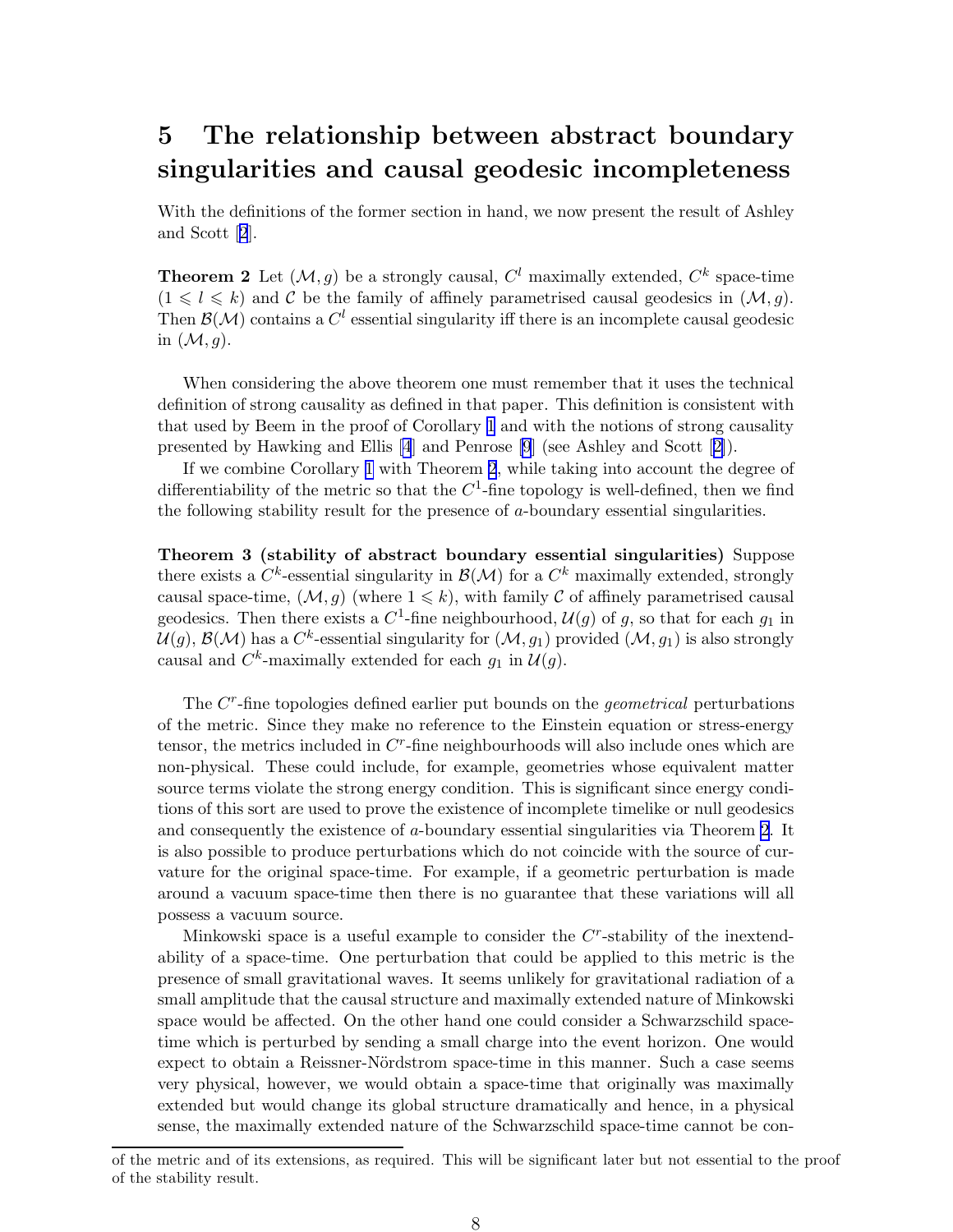# 5 The relationship between abstract boundary singularities and causal geodesic incompleteness

With the definitions of the former section in hand, we now present the result of Ashley and Scott [2].

**Theorem 2** Let $(\mathcal{M}, g)$ be a strongly causal, $C^l$ maximally extended, $C^k$ space-time $(1 \leqslant l \leqslant k)$ and $\mathcal{C}$ be the family of affinely parametrised causal geodesics in $(\mathcal{M}, g)$. Then $\mathcal{B}(\mathcal{M})$ contains a $C^l$ essential singularity iff there is an incomplete causal geodesic in $(\mathcal{M}, g)$.

When considering the above theorem one must remember that it uses the technical definition of strong causality as defined in that paper. This definition is consistent with that used by Beem in the proof of Corollary 1 and with the notions of strong causality presented by Hawking and Ellis [4] and Penrose [9] (see Ashley and Scott [2]).

If we combine Corollary 1 with Theorem 2, while taking into account the degree of differentiability of the metric so that the $C^1$-fine topology is well-defined, then we find the following stability result for the presence of *a*-boundary essential singularities.

**Theorem 3 (stability of abstract boundary essential singularities)** Suppose there exists a $C^k$-essential singularity in $\mathcal{B}(\mathcal{M})$ for a $C^k$ maximally extended, strongly causal space-time, $(\mathcal{M}, g)$ (where $1 \leqslant k$), with family $\mathcal{C}$ of affinely parametrised causal geodesics. Then there exists a $C^1$-fine neighbourhood, $\mathcal{U}(g)$ of $g$, so that for each $g_1$ in $\mathcal{U}(g)$, $\mathcal{B}(\mathcal{M})$ has a $C^k$-essential singularity for $(\mathcal{M}, g_1)$ provided $(\mathcal{M}, g_1)$ is also strongly causal and $C^k$-maximally extended for each $g_1$ in $\mathcal{U}(g)$.

The $C^r$-fine topologies defined earlier put bounds on the *geometrical* perturbations of the metric. Since they make no reference to the Einstein equation or stress-energy tensor, the metrics included in $C^r$-fine neighbourhoods will also include ones which are non-physical. These could include, for example, geometries whose equivalent matter source terms violate the strong energy condition. This is significant since energy conditions of this sort are used to prove the existence of incomplete timelike or null geodesics and consequently the existence of *a*-boundary essential singularities via Theorem 2. It is also possible to produce perturbations which do not coincide with the source of curvature for the original space-time. For example, if a geometric perturbation is made around a vacuum space-time then there is no guarantee that these variations will all possess a vacuum source.

Minkowski space is a useful example to consider the $C^r$-stability of the inextendability of a space-time. One perturbation that could be applied to this metric is the presence of small gravitational waves. It seems unlikely for gravitational radiation of a small amplitude that the causal structure and maximally extended nature of Minkowski space would be affected. On the other hand one could consider a Schwarzschild space-time which is perturbed by sending a small charge into the event horizon. One would expect to obtain a Reissner-Nördstrom space-time in this manner. Such a case seems very physical, however, we would obtain a space-time that originally was maximally extended but would change its global structure dramatically and hence, in a physical sense, the maximally extended nature of the Schwarzschild space-time cannot be con-

of the metric and of its extensions, as required. This will be significant later but not essential to the proof of the stability result.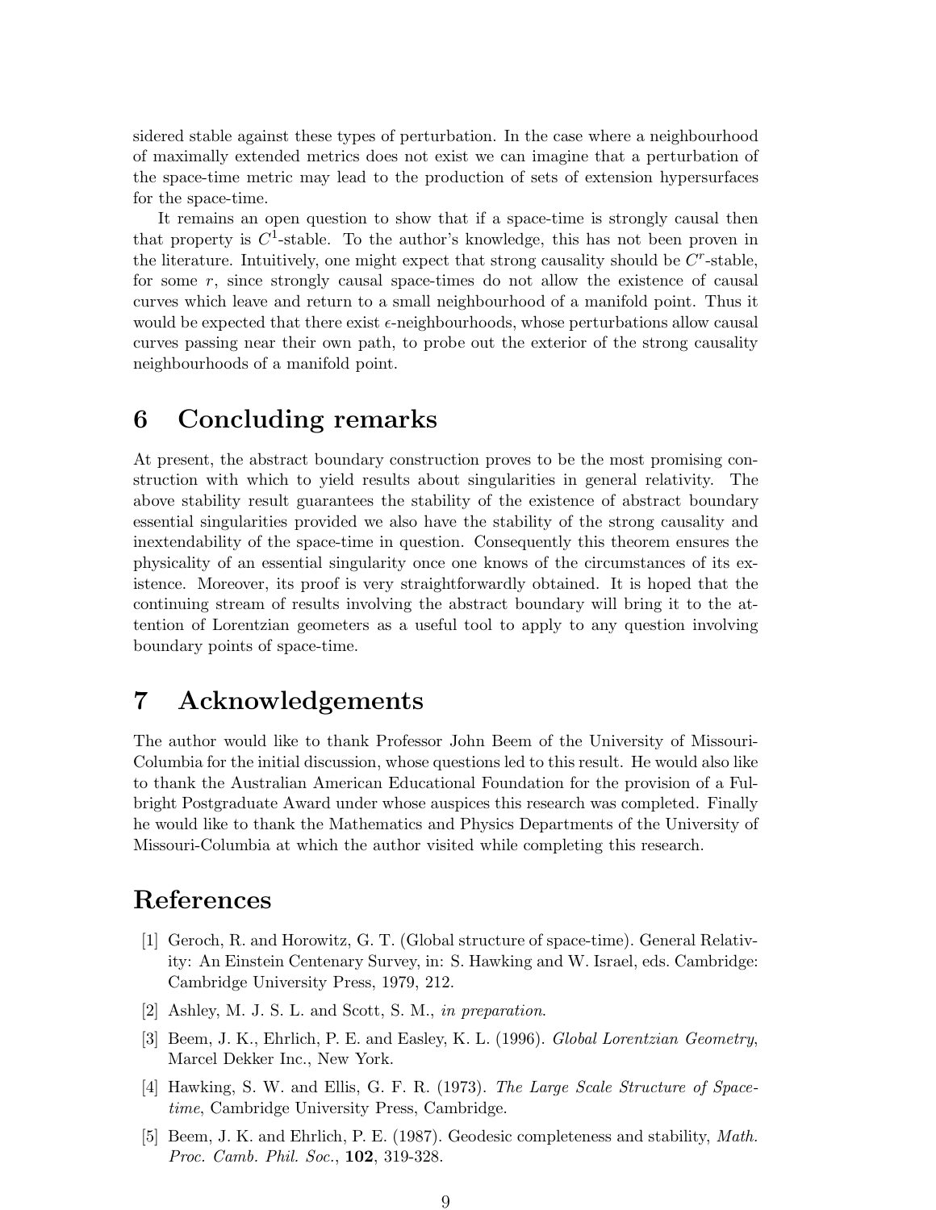sidered stable against these types of perturbation. In the case where a neighbourhood of maximally extended metrics does not exist we can imagine that a perturbation of the space-time metric may lead to the production of sets of extension hypersurfaces for the space-time.

It remains an open question to show that if a space-time is strongly causal then that property is $C^1$-stable. To the author's knowledge, this has not been proven in the literature. Intuitively, one might expect that strong causality should be $C^r$-stable, for some $r$, since strongly causal space-times do not allow the existence of causal curves which leave and return to a small neighbourhood of a manifold point. Thus it would be expected that there exist $\epsilon$-neighbourhoods, whose perturbations allow causal curves passing near their own path, to probe out the exterior of the strong causality neighbourhoods of a manifold point.

# 6 Concluding remarks

At present, the abstract boundary construction proves to be the most promising construction with which to yield results about singularities in general relativity. The above stability result guarantees the stability of the existence of abstract boundary essential singularities provided we also have the stability of the strong causality and inextendability of the space-time in question. Consequently this theorem ensures the physicality of an essential singularity once one knows of the circumstances of its existence. Moreover, its proof is very straightforwardly obtained. It is hoped that the continuing stream of results involving the abstract boundary will bring it to the attention of Lorentzian geometers as a useful tool to apply to any question involving boundary points of space-time.

# 7 Acknowledgements

The author would like to thank Professor John Beem of the University of Missouri-Columbia for the initial discussion, whose questions led to this result. He would also like to thank the Australian American Educational Foundation for the provision of a Fulbright Postgraduate Award under whose auspices this research was completed. Finally he would like to thank the Mathematics and Physics Departments of the University of Missouri-Columbia at which the author visited while completing this research.

# References

[1] Geroch, R. and Horowitz, G. T. (Global structure of space-time). General Relativity: An Einstein Centenary Survey, in: S. Hawking and W. Israel, eds. Cambridge: Cambridge University Press, 1979, 212.

[2] Ashley, M. J. S. L. and Scott, S. M., *in preparation*.

[3] Beem, J. K., Ehrlich, P. E. and Easley, K. L. (1996). *Global Lorentzian Geometry*, Marcel Dekker Inc., New York.

[4] Hawking, S. W. and Ellis, G. F. R. (1973). *The Large Scale Structure of Space-time*, Cambridge University Press, Cambridge.

[5] Beem, J. K. and Ehrlich, P. E. (1987). Geodesic completeness and stability, *Math. Proc. Camb. Phil. Soc.*, **102**, 319-328.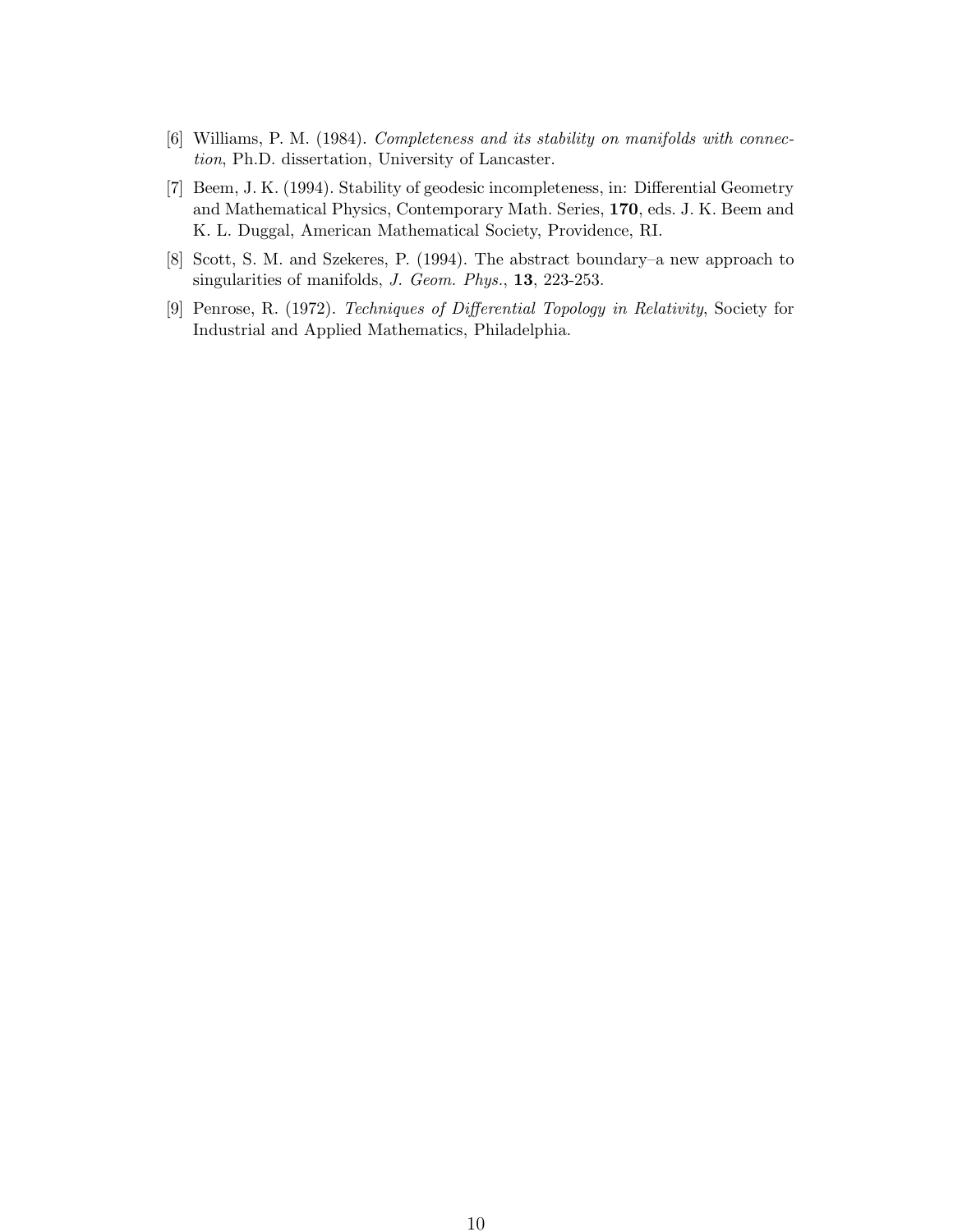[6] Williams, P. M. (1984). *Completeness and its stability on manifolds with connection*, Ph.D. dissertation, University of Lancaster.

[7] Beem, J. K. (1994). Stability of geodesic incompleteness, in: Differential Geometry and Mathematical Physics, Contemporary Math. Series, **170**, eds. J. K. Beem and K. L. Duggal, American Mathematical Society, Providence, RI.

[8] Scott, S. M. and Szekeres, P. (1994). The abstract boundary–a new approach to singularities of manifolds, *J. Geom. Phys.*, **13**, 223-253.

[9] Penrose, R. (1972). *Techniques of Differential Topology in Relativity*, Society for Industrial and Applied Mathematics, Philadelphia.